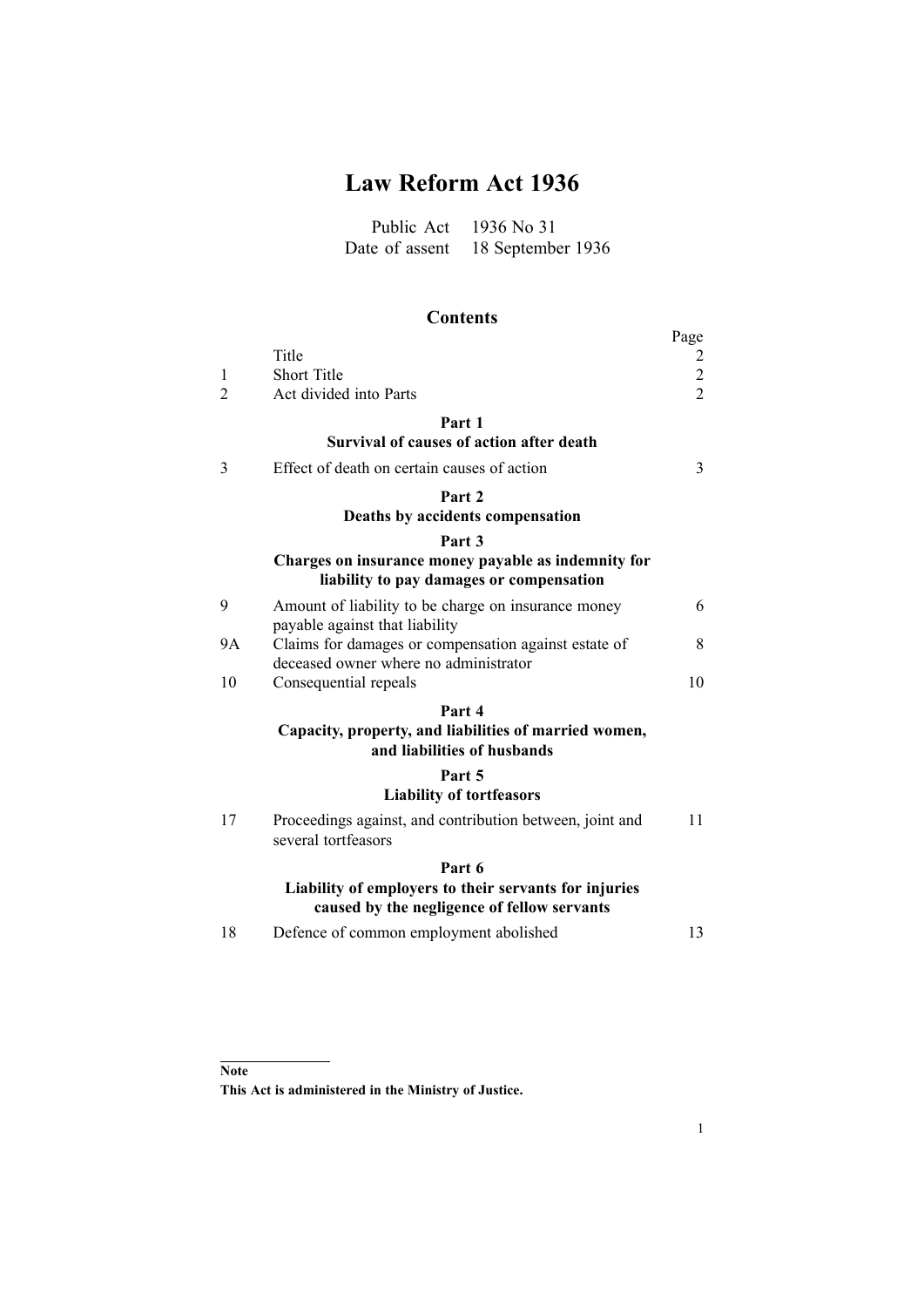# Law Reform Act 1936

Public Act 1936 No 31
Date of assent 18 September 1936

## Contents

| | | Page |
|---|---|---|
| | Title | 2 |
| 1 | Short Title | 2 |
| 2 | Act divided into Parts | 2 |
| | **Part 1** **Survival of causes of action after death** | |
| 3 | Effect of death on certain causes of action | 3 |
| | **Part 2** **Deaths by accidents compensation** | |
| | **Part 3** **Charges on insurance money payable as indemnity for liability to pay damages or compensation** | |
| 9 | Amount of liability to be charge on insurance money payable against that liability | 6 |
| 9A | Claims for damages or compensation against estate of deceased owner where no administrator | 8 |
| 10 | Consequential repeals | 10 |
| | **Part 4** **Capacity, property, and liabilities of married women, and liabilities of husbands** | |
| | **Part 5** **Liability of tortfeasors** | |
| 17 | Proceedings against, and contribution between, joint and several tortfeasors | 11 |
| | **Part 6** **Liability of employers to their servants for injuries caused by the negligence of fellow servants** | |
| 18 | Defence of common employment abolished | 13 |

**Note**
**This Act is administered in the Ministry of Justice.**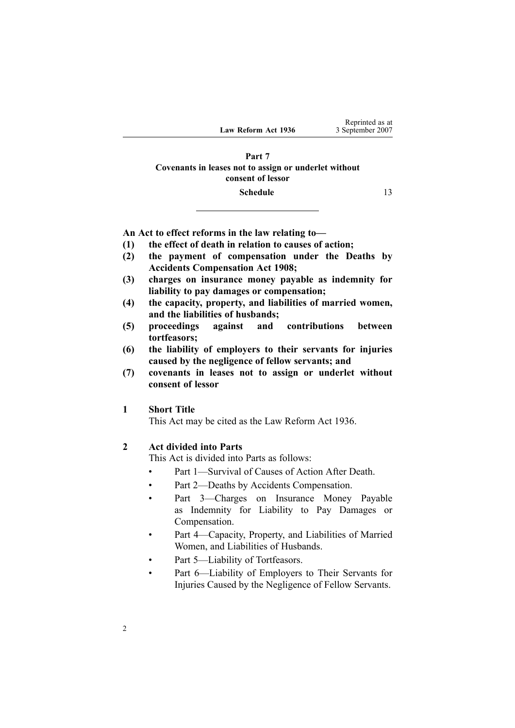**Part 7**
**Covenants in leases not to assign or underlet without consent of lessor**

**Schedule** 13

---

**An Act to effect reforms in the law relating to—**

**(1) the effect of death in relation to causes of action;**

**(2) the payment of compensation under the Deaths by Accidents Compensation Act 1908;**

**(3) charges on insurance money payable as indemnity for liability to pay damages or compensation;**

**(4) the capacity, property, and liabilities of married women, and the liabilities of husbands;**

**(5) proceedings against and contributions between tortfeasors;**

**(6) the liability of employers to their servants for injuries caused by the negligence of fellow servants; and**

**(7) covenants in leases not to assign or underlet without consent of lessor**

## 1 Short Title

This Act may be cited as the Law Reform Act 1936.

## 2 Act divided into Parts

This Act is divided into Parts as follows:

- Part 1—Survival of Causes of Action After Death.
- Part 2—Deaths by Accidents Compensation.
- Part 3—Charges on Insurance Money Payable as Indemnity for Liability to Pay Damages or Compensation.
- Part 4—Capacity, Property, and Liabilities of Married Women, and Liabilities of Husbands.
- Part 5—Liability of Tortfeasors.
- Part 6—Liability of Employers to Their Servants for Injuries Caused by the Negligence of Fellow Servants.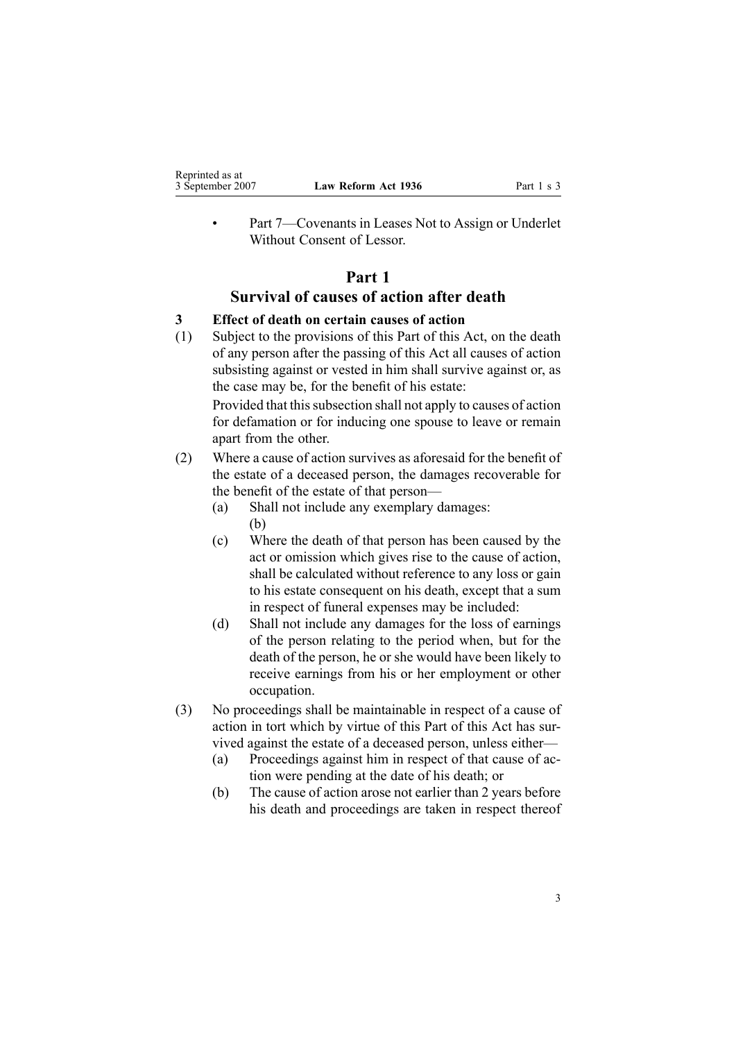- Part 7—Covenants in Leases Not to Assign or Underlet Without Consent of Lessor.

# Part 1
# Survival of causes of action after death

### 3 Effect of death on certain causes of action

(1) Subject to the provisions of this Part of this Act, on the death of any person after the passing of this Act all causes of action subsisting against or vested in him shall survive against or, as the case may be, for the benefit of his estate:

Provided that this subsection shall not apply to causes of action for defamation or for inducing one spouse to leave or remain apart from the other.

(2) Where a cause of action survives as aforesaid for the benefit of the estate of a deceased person, the damages recoverable for the benefit of the estate of that person—

(a) Shall not include any exemplary damages:

(b)

(c) Where the death of that person has been caused by the act or omission which gives rise to the cause of action, shall be calculated without reference to any loss or gain to his estate consequent on his death, except that a sum in respect of funeral expenses may be included:

(d) Shall not include any damages for the loss of earnings of the person relating to the period when, but for the death of the person, he or she would have been likely to receive earnings from his or her employment or other occupation.

(3) No proceedings shall be maintainable in respect of a cause of action in tort which by virtue of this Part of this Act has survived against the estate of a deceased person, unless either—

(a) Proceedings against him in respect of that cause of action were pending at the date of his death; or

(b) The cause of action arose not earlier than 2 years before his death and proceedings are taken in respect thereof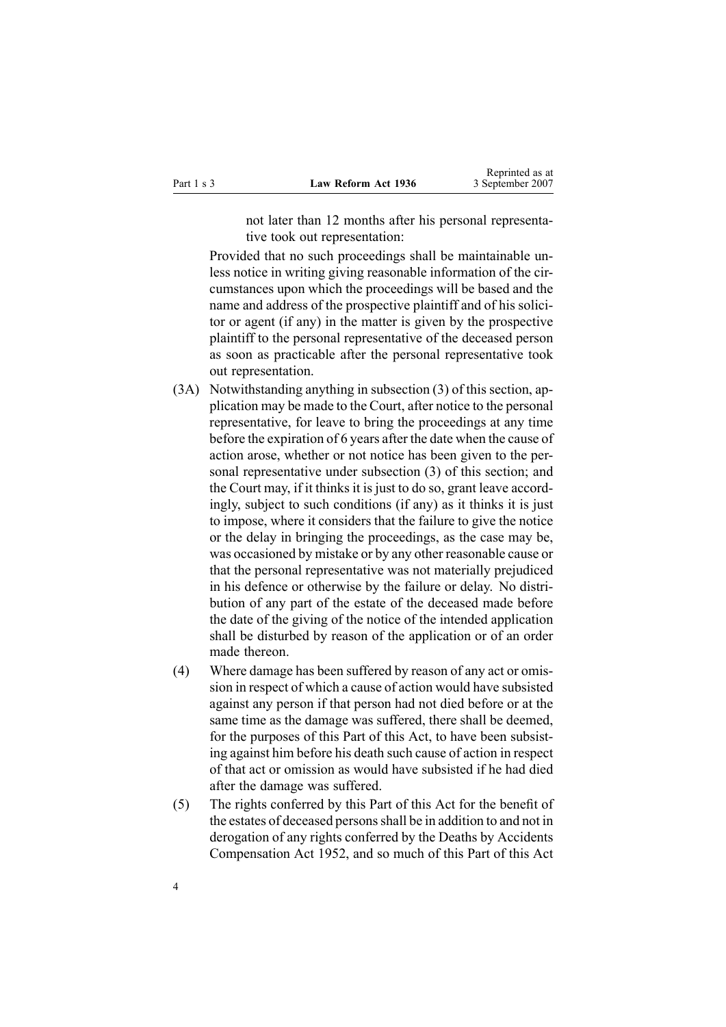not later than 12 months after his personal representative took out representation:

Provided that no such proceedings shall be maintainable unless notice in writing giving reasonable information of the circumstances upon which the proceedings will be based and the name and address of the prospective plaintiff and of his solicitor or agent (if any) in the matter is given by the prospective plaintiff to the personal representative of the deceased person as soon as practicable after the personal representative took out representation.

(3A) Notwithstanding anything in subsection (3) of this section, application may be made to the Court, after notice to the personal representative, for leave to bring the proceedings at any time before the expiration of 6 years after the date when the cause of action arose, whether or not notice has been given to the personal representative under subsection (3) of this section; and the Court may, if it thinks it is just to do so, grant leave accordingly, subject to such conditions (if any) as it thinks it is just to impose, where it considers that the failure to give the notice or the delay in bringing the proceedings, as the case may be, was occasioned by mistake or by any other reasonable cause or that the personal representative was not materially prejudiced in his defence or otherwise by the failure or delay. No distribution of any part of the estate of the deceased made before the date of the giving of the notice of the intended application shall be disturbed by reason of the application or of an order made thereon.

(4) Where damage has been suffered by reason of any act or omission in respect of which a cause of action would have subsisted against any person if that person had not died before or at the same time as the damage was suffered, there shall be deemed, for the purposes of this Part of this Act, to have been subsisting against him before his death such cause of action in respect of that act or omission as would have subsisted if he had died after the damage was suffered.

(5) The rights conferred by this Part of this Act for the benefit of the estates of deceased persons shall be in addition to and not in derogation of any rights conferred by the Deaths by Accidents Compensation Act 1952, and so much of this Part of this Act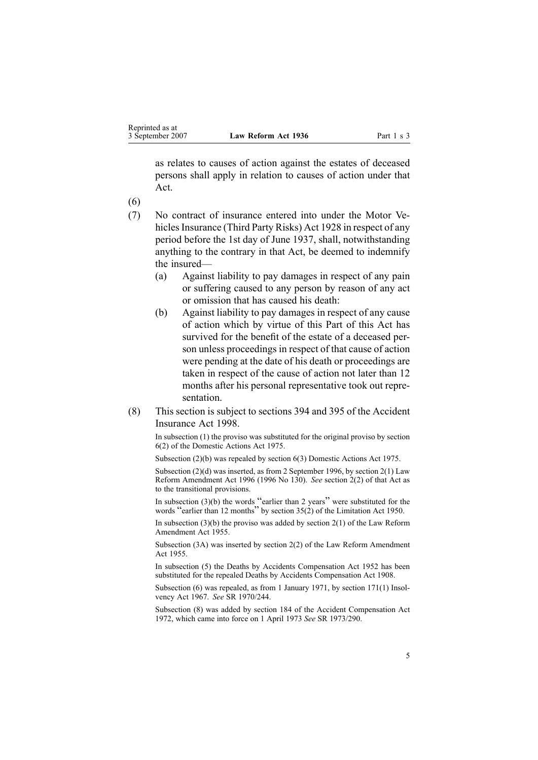as relates to causes of action against the estates of deceased persons shall apply in relation to causes of action under that Act.

(6)

(7) No contract of insurance entered into under the Motor Vehicles Insurance (Third Party Risks) Act 1928 in respect of any period before the 1st day of June 1937, shall, notwithstanding anything to the contrary in that Act, be deemed to indemnify the insured—

- (a) Against liability to pay damages in respect of any pain or suffering caused to any person by reason of any act or omission that has caused his death:
- (b) Against liability to pay damages in respect of any cause of action which by virtue of this Part of this Act has survived for the benefit of the estate of a deceased person unless proceedings in respect of that cause of action were pending at the date of his death or proceedings are taken in respect of the cause of action not later than 12 months after his personal representative took out representation.

(8) This section is subject to sections 394 and 395 of the Accident Insurance Act 1998.

In subsection (1) the proviso was substituted for the original proviso by section 6(2) of the Domestic Actions Act 1975.

Subsection (2)(b) was repealed by section 6(3) Domestic Actions Act 1975.

Subsection (2)(d) was inserted, as from 2 September 1996, by section 2(1) Law Reform Amendment Act 1996 (1996 No 130). *See* section 2(2) of that Act as to the transitional provisions.

In subsection (3)(b) the words "earlier than 2 years" were substituted for the words "earlier than 12 months" by section 35(2) of the Limitation Act 1950.

In subsection (3)(b) the proviso was added by section 2(1) of the Law Reform Amendment Act 1955.

Subsection (3A) was inserted by section 2(2) of the Law Reform Amendment Act 1955.

In subsection (5) the Deaths by Accidents Compensation Act 1952 has been substituted for the repealed Deaths by Accidents Compensation Act 1908.

Subsection (6) was repealed, as from 1 January 1971, by section 171(1) Insolvency Act 1967. *See* SR 1970/244.

Subsection (8) was added by section 184 of the Accident Compensation Act 1972, which came into force on 1 April 1973 *See* SR 1973/290.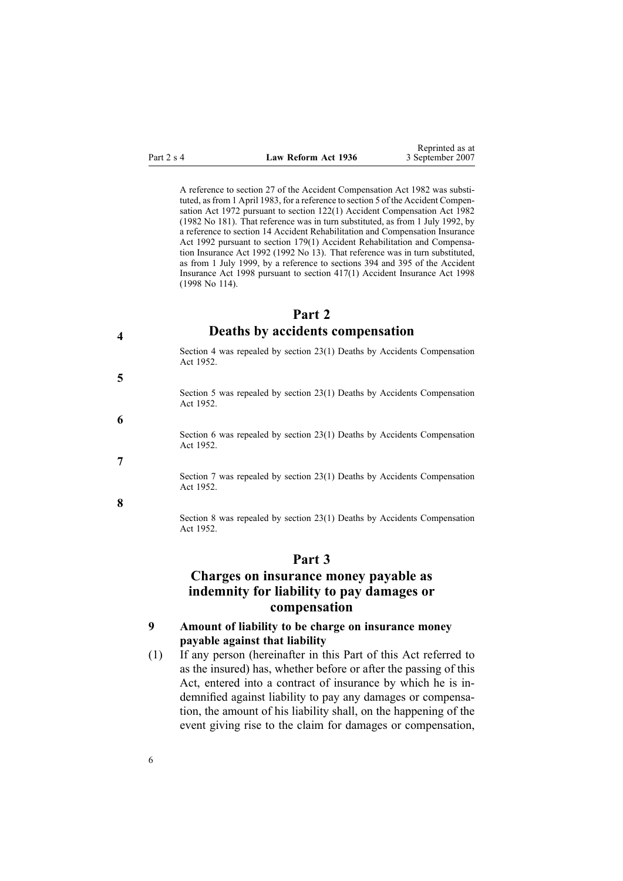A reference to section 27 of the Accident Compensation Act 1982 was substituted, as from 1 April 1983, for a reference to section 5 of the Accident Compensation Act 1972 pursuant to section 122(1) Accident Compensation Act 1982 (1982 No 181). That reference was in turn substituted, as from 1 July 1992, by a reference to section 14 Accident Rehabilitation and Compensation Insurance Act 1992 pursuant to section 179(1) Accident Rehabilitation and Compensation Insurance Act 1992 (1992 No 13). That reference was in turn substituted, as from 1 July 1999, by a reference to sections 394 and 395 of the Accident Insurance Act 1998 pursuant to section 417(1) Accident Insurance Act 1998 (1998 No 114).

## Part 2
## Deaths by accidents compensation

**4**

Section 4 was repealed by section 23(1) Deaths by Accidents Compensation Act 1952.

**5**

Section 5 was repealed by section 23(1) Deaths by Accidents Compensation Act 1952.

**6**

Section 6 was repealed by section 23(1) Deaths by Accidents Compensation Act 1952.

**7**

Section 7 was repealed by section 23(1) Deaths by Accidents Compensation Act 1952.

**8**

Section 8 was repealed by section 23(1) Deaths by Accidents Compensation Act 1952.

## Part 3
## Charges on insurance money payable as indemnity for liability to pay damages or compensation

### 9 Amount of liability to be charge on insurance money payable against that liability

(1) If any person (hereinafter in this Part of this Act referred to as the insured) has, whether before or after the passing of this Act, entered into a contract of insurance by which he is indemnified against liability to pay any damages or compensation, the amount of his liability shall, on the happening of the event giving rise to the claim for damages or compensation,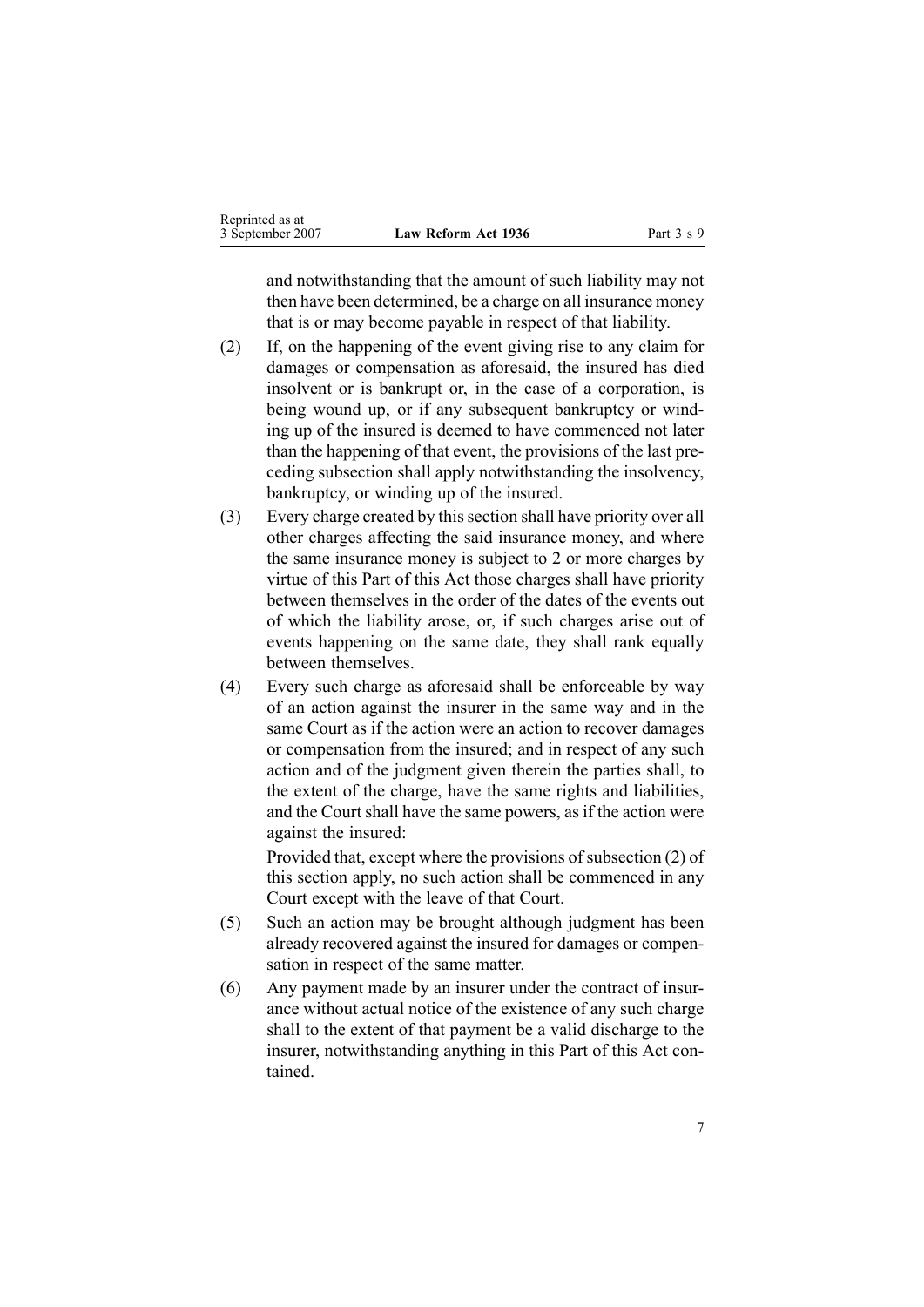and notwithstanding that the amount of such liability may not then have been determined, be a charge on all insurance money that is or may become payable in respect of that liability.

(2) If, on the happening of the event giving rise to any claim for damages or compensation as aforesaid, the insured has died insolvent or is bankrupt or, in the case of a corporation, is being wound up, or if any subsequent bankruptcy or winding up of the insured is deemed to have commenced not later than the happening of that event, the provisions of the last preceding subsection shall apply notwithstanding the insolvency, bankruptcy, or winding up of the insured.

(3) Every charge created by this section shall have priority over all other charges affecting the said insurance money, and where the same insurance money is subject to 2 or more charges by virtue of this Part of this Act those charges shall have priority between themselves in the order of the dates of the events out of which the liability arose, or, if such charges arise out of events happening on the same date, they shall rank equally between themselves.

(4) Every such charge as aforesaid shall be enforceable by way of an action against the insurer in the same way and in the same Court as if the action were an action to recover damages or compensation from the insured; and in respect of any such action and of the judgment given therein the parties shall, to the extent of the charge, have the same rights and liabilities, and the Court shall have the same powers, as if the action were against the insured:

Provided that, except where the provisions of subsection (2) of this section apply, no such action shall be commenced in any Court except with the leave of that Court.

(5) Such an action may be brought although judgment has been already recovered against the insured for damages or compensation in respect of the same matter.

(6) Any payment made by an insurer under the contract of insurance without actual notice of the existence of any such charge shall to the extent of that payment be a valid discharge to the insurer, notwithstanding anything in this Part of this Act contained.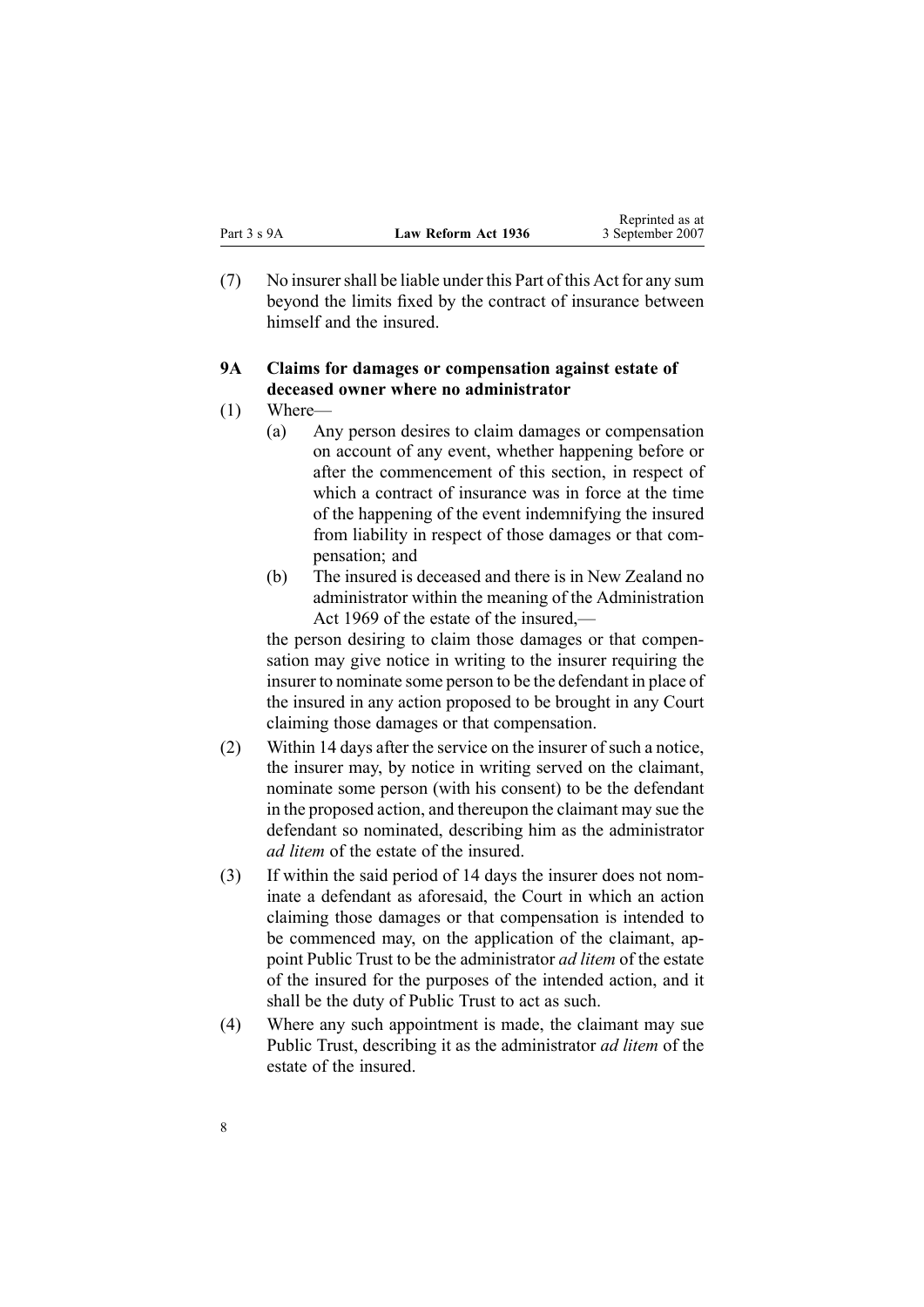(7) No insurer shall be liable under this Part of this Act for any sum beyond the limits fixed by the contract of insurance between himself and the insured.

## 9A Claims for damages or compensation against estate of deceased owner where no administrator

(1) Where—

   (a) Any person desires to claim damages or compensation on account of any event, whether happening before or after the commencement of this section, in respect of which a contract of insurance was in force at the time of the happening of the event indemnifying the insured from liability in respect of those damages or that compensation; and

   (b) The insured is deceased and there is in New Zealand no administrator within the meaning of the Administration Act 1969 of the estate of the insured,—

   the person desiring to claim those damages or that compensation may give notice in writing to the insurer requiring the insurer to nominate some person to be the defendant in place of the insured in any action proposed to be brought in any Court claiming those damages or that compensation.

(2) Within 14 days after the service on the insurer of such a notice, the insurer may, by notice in writing served on the claimant, nominate some person (with his consent) to be the defendant in the proposed action, and thereupon the claimant may sue the defendant so nominated, describing him as the administrator *ad litem* of the estate of the insured.

(3) If within the said period of 14 days the insurer does not nominate a defendant as aforesaid, the Court in which an action claiming those damages or that compensation is intended to be commenced may, on the application of the claimant, appoint Public Trust to be the administrator *ad litem* of the estate of the insured for the purposes of the intended action, and it shall be the duty of Public Trust to act as such.

(4) Where any such appointment is made, the claimant may sue Public Trust, describing it as the administrator *ad litem* of the estate of the insured.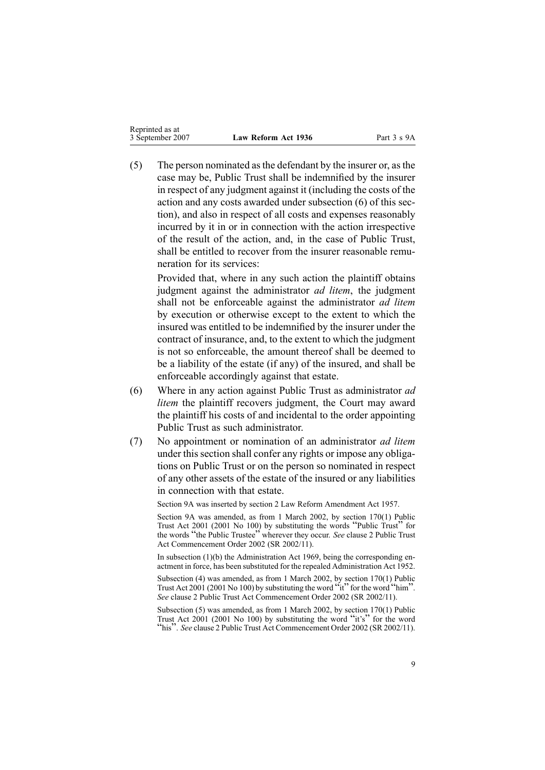(5) The person nominated as the defendant by the insurer or, as the case may be, Public Trust shall be indemnified by the insurer in respect of any judgment against it (including the costs of the action and any costs awarded under subsection (6) of this section), and also in respect of all costs and expenses reasonably incurred by it in or in connection with the action irrespective of the result of the action, and, in the case of Public Trust, shall be entitled to recover from the insurer reasonable remuneration for its services:

Provided that, where in any such action the plaintiff obtains judgment against the administrator *ad litem*, the judgment shall not be enforceable against the administrator *ad litem* by execution or otherwise except to the extent to which the insured was entitled to be indemnified by the insurer under the contract of insurance, and, to the extent to which the judgment is not so enforceable, the amount thereof shall be deemed to be a liability of the estate (if any) of the insured, and shall be enforceable accordingly against that estate.

(6) Where in any action against Public Trust as administrator *ad litem* the plaintiff recovers judgment, the Court may award the plaintiff his costs of and incidental to the order appointing Public Trust as such administrator.

(7) No appointment or nomination of an administrator *ad litem* under this section shall confer any rights or impose any obligations on Public Trust or on the person so nominated in respect of any other assets of the estate of the insured or any liabilities in connection with that estate.

Section 9A was inserted by section 2 Law Reform Amendment Act 1957.

Section 9A was amended, as from 1 March 2002, by section 170(1) Public Trust Act 2001 (2001 No 100) by substituting the words "Public Trust" for the words "the Public Trustee" wherever they occur. *See* clause 2 Public Trust Act Commencement Order 2002 (SR 2002/11).

In subsection (1)(b) the Administration Act 1969, being the corresponding enactment in force, has been substituted for the repealed Administration Act 1952.

Subsection (4) was amended, as from 1 March 2002, by section 170(1) Public Trust Act 2001 (2001 No 100) by substituting the word "it" for the word "him". *See* clause 2 Public Trust Act Commencement Order 2002 (SR 2002/11).

Subsection (5) was amended, as from 1 March 2002, by section 170(1) Public Trust Act 2001 (2001 No 100) by substituting the word "it's" for the word "his". *See* clause 2 Public Trust Act Commencement Order 2002 (SR 2002/11).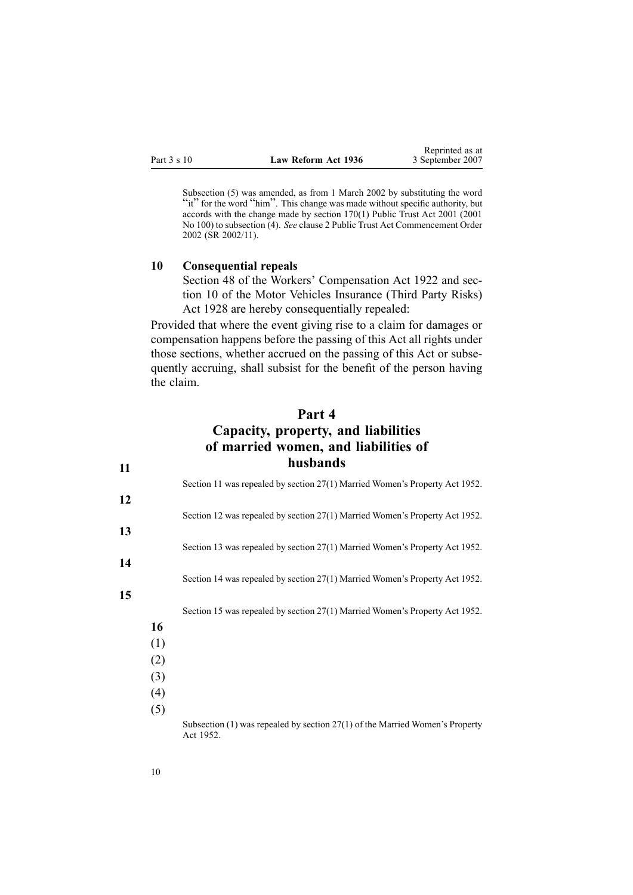Subsection (5) was amended, as from 1 March 2002 by substituting the word "it" for the word "him". This change was made without specific authority, but accords with the change made by section 170(1) Public Trust Act 2001 (2001 No 100) to subsection (4). *See* clause 2 Public Trust Act Commencement Order 2002 (SR 2002/11).

### 10 Consequential repeals

Section 48 of the Workers' Compensation Act 1922 and section 10 of the Motor Vehicles Insurance (Third Party Risks) Act 1928 are hereby consequentially repealed:

Provided that where the event giving rise to a claim for damages or compensation happens before the passing of this Act all rights under those sections, whether accrued on the passing of this Act or subsequently accruing, shall subsist for the benefit of the person having the claim.

## Part 4
## Capacity, property, and liabilities of married women, and liabilities of husbands

**11**

Section 11 was repealed by section 27(1) Married Women's Property Act 1952.

**12**

Section 12 was repealed by section 27(1) Married Women's Property Act 1952.

**13**

Section 13 was repealed by section 27(1) Married Women's Property Act 1952.

**14**

Section 14 was repealed by section 27(1) Married Women's Property Act 1952.

**15**

Section 15 was repealed by section 27(1) Married Women's Property Act 1952.

**16**

(1)

(2)

(3)

(4)

(5)

Subsection (1) was repealed by section 27(1) of the Married Women's Property Act 1952.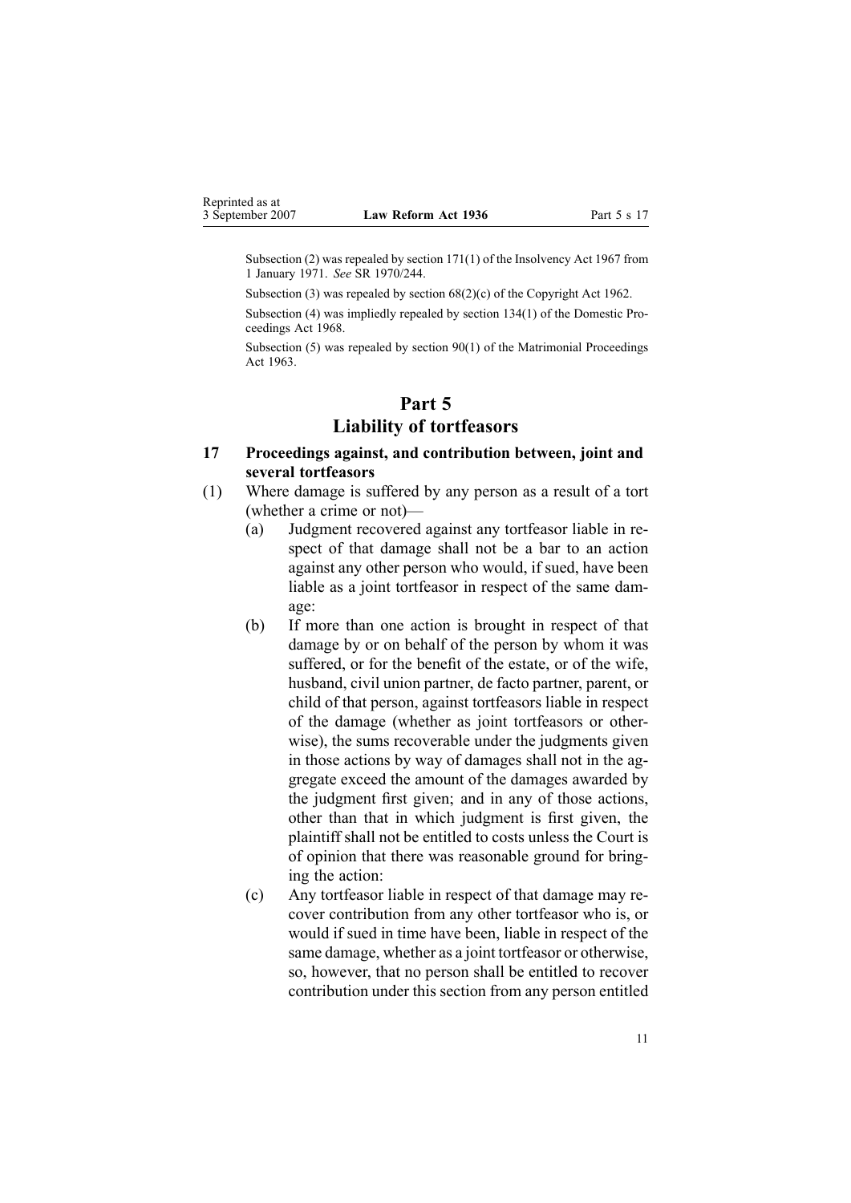Subsection (2) was repealed by section 171(1) of the Insolvency Act 1967 from 1 January 1971. *See* SR 1970/244.

Subsection (3) was repealed by section 68(2)(c) of the Copyright Act 1962.

Subsection (4) was impliedly repealed by section 134(1) of the Domestic Proceedings Act 1968.

Subsection (5) was repealed by section 90(1) of the Matrimonial Proceedings Act 1963.

## Part 5
## Liability of tortfeasors

### 17 Proceedings against, and contribution between, joint and several tortfeasors

(1) Where damage is suffered by any person as a result of a tort (whether a crime or not)—

 (a) Judgment recovered against any tortfeasor liable in respect of that damage shall not be a bar to an action against any other person who would, if sued, have been liable as a joint tortfeasor in respect of the same damage:

 (b) If more than one action is brought in respect of that damage by or on behalf of the person by whom it was suffered, or for the benefit of the estate, or of the wife, husband, civil union partner, de facto partner, parent, or child of that person, against tortfeasors liable in respect of the damage (whether as joint tortfeasors or otherwise), the sums recoverable under the judgments given in those actions by way of damages shall not in the aggregate exceed the amount of the damages awarded by the judgment first given; and in any of those actions, other than that in which judgment is first given, the plaintiff shall not be entitled to costs unless the Court is of opinion that there was reasonable ground for bringing the action:

 (c) Any tortfeasor liable in respect of that damage may recover contribution from any other tortfeasor who is, or would if sued in time have been, liable in respect of the same damage, whether as a joint tortfeasor or otherwise, so, however, that no person shall be entitled to recover contribution under this section from any person entitled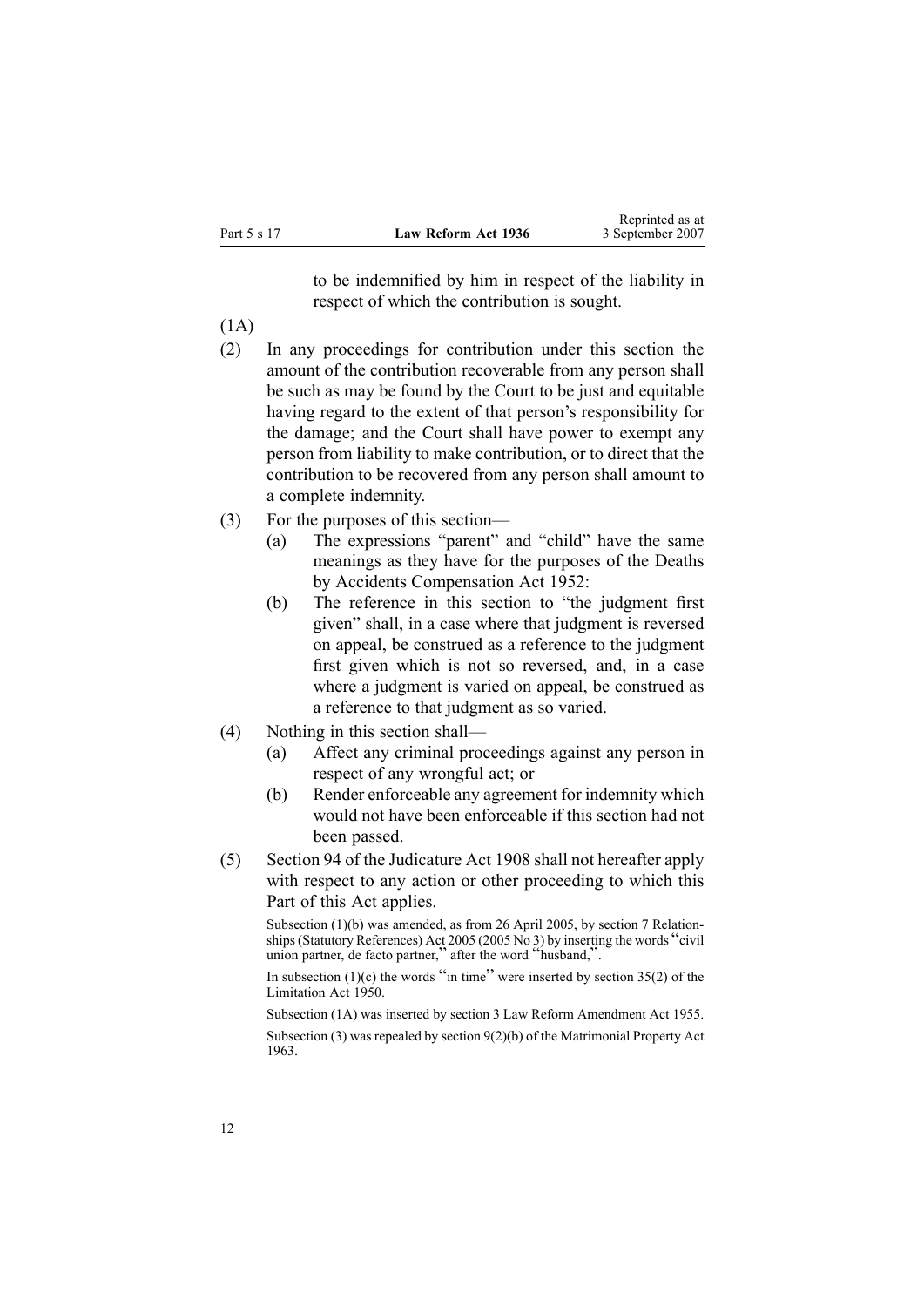to be indemnified by him in respect of the liability in respect of which the contribution is sought.

(1A)

(2) In any proceedings for contribution under this section the amount of the contribution recoverable from any person shall be such as may be found by the Court to be just and equitable having regard to the extent of that person's responsibility for the damage; and the Court shall have power to exempt any person from liability to make contribution, or to direct that the contribution to be recovered from any person shall amount to a complete indemnity.

(3) For the purposes of this section—

- (a) The expressions "parent" and "child" have the same meanings as they have for the purposes of the Deaths by Accidents Compensation Act 1952:
- (b) The reference in this section to "the judgment first given" shall, in a case where that judgment is reversed on appeal, be construed as a reference to the judgment first given which is not so reversed, and, in a case where a judgment is varied on appeal, be construed as a reference to that judgment as so varied.

(4) Nothing in this section shall—

- (a) Affect any criminal proceedings against any person in respect of any wrongful act; or
- (b) Render enforceable any agreement for indemnity which would not have been enforceable if this section had not been passed.

(5) Section 94 of the Judicature Act 1908 shall not hereafter apply with respect to any action or other proceeding to which this Part of this Act applies.

Subsection (1)(b) was amended, as from 26 April 2005, by section 7 Relationships (Statutory References) Act 2005 (2005 No 3) by inserting the words "civil union partner, de facto partner," after the word "husband,".

In subsection (1)(c) the words "in time" were inserted by section 35(2) of the Limitation Act 1950.

Subsection (1A) was inserted by section 3 Law Reform Amendment Act 1955.

Subsection (3) was repealed by section 9(2)(b) of the Matrimonial Property Act 1963.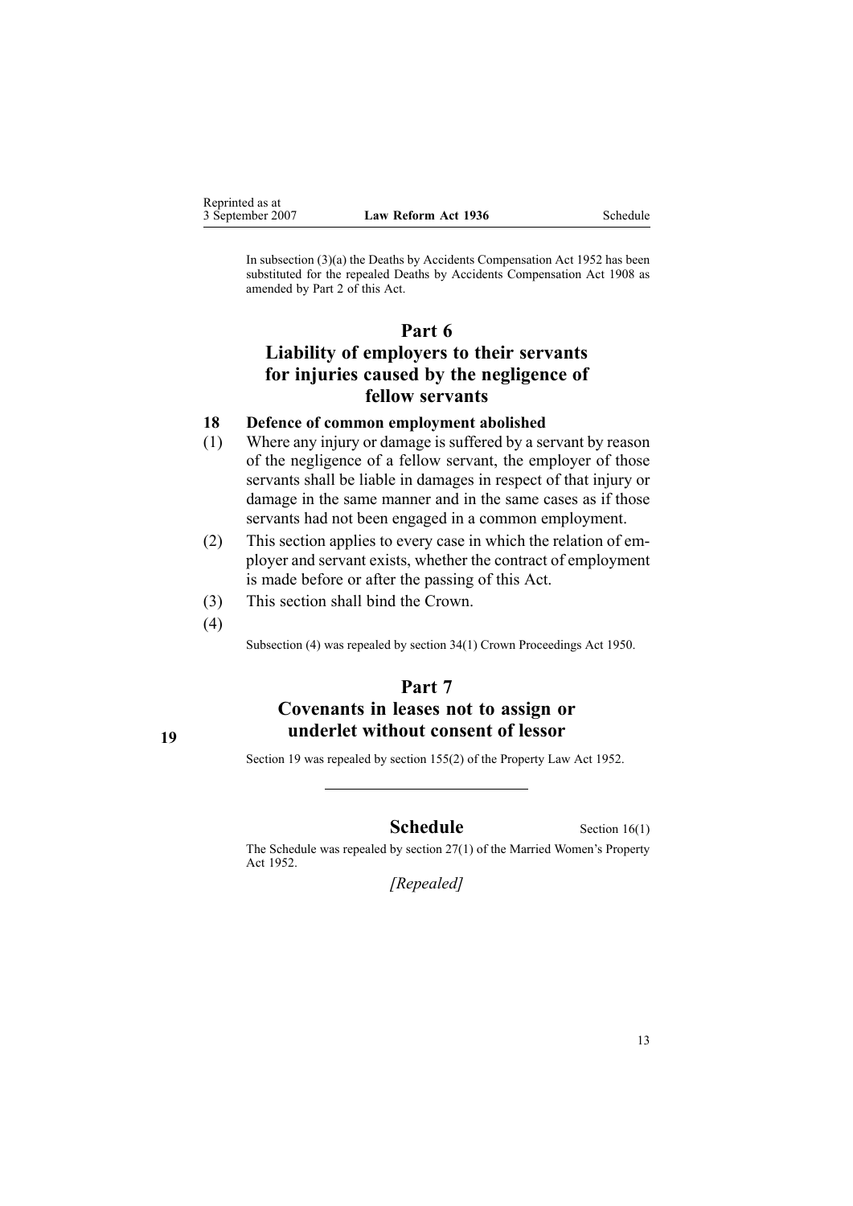In subsection (3)(a) the Deaths by Accidents Compensation Act 1952 has been substituted for the repealed Deaths by Accidents Compensation Act 1908 as amended by Part 2 of this Act.

## Part 6
## Liability of employers to their servants for injuries caused by the negligence of fellow servants

### 18 Defence of common employment abolished

(1) Where any injury or damage is suffered by a servant by reason of the negligence of a fellow servant, the employer of those servants shall be liable in damages in respect of that injury or damage in the same manner and in the same cases as if those servants had not been engaged in a common employment.

(2) This section applies to every case in which the relation of employer and servant exists, whether the contract of employment is made before or after the passing of this Act.

(3) This section shall bind the Crown.

(4)

Subsection (4) was repealed by section 34(1) Crown Proceedings Act 1950.

## Part 7
## Covenants in leases not to assign or underlet without consent of lessor

**19**

Section 19 was repealed by section 155(2) of the Property Law Act 1952.

---

## Schedule

Section 16(1)

The Schedule was repealed by section 27(1) of the Married Women's Property Act 1952.

*[Repealed]*